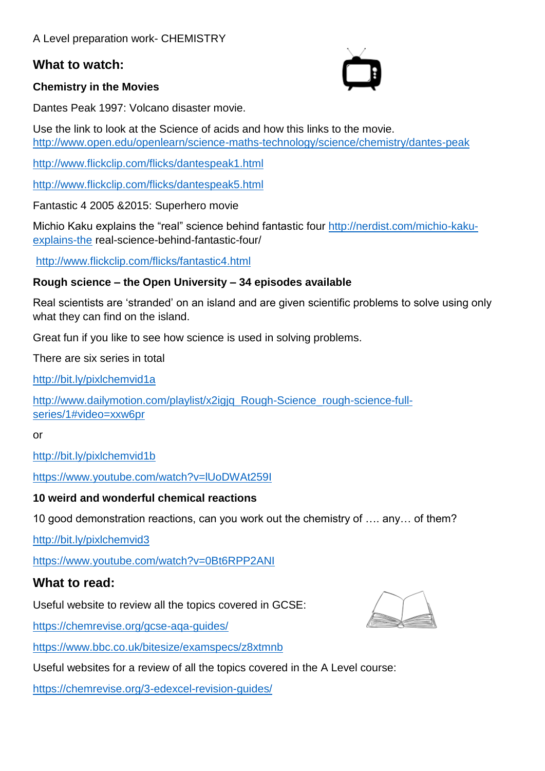A Level preparation work- CHEMISTRY

## What to watch:

**Chemistry in the Movies**

Dantes Peak 1997: Volcano disaster movie.

Use the link to look at the Science of acids and how this links to the movie.
http://www.open.edu/openlearn/science-maths-technology/science/chemistry/dantes-peak

http://www.flickclip.com/flicks/dantespeak1.html

http://www.flickclip.com/flicks/dantespeak5.html

Fantastic 4 2005 &2015: Superhero movie

Michio Kaku explains the "real" science behind fantastic four http://nerdist.com/michio-kaku-explains-the real-science-behind-fantastic-four/

http://www.flickclip.com/flicks/fantastic4.html

**Rough science – the Open University – 34 episodes available**

Real scientists are 'stranded' on an island and are given scientific problems to solve using only what they can find on the island.

Great fun if you like to see how science is used in solving problems.

There are six series in total

http://bit.ly/pixlchemvid1a

http://www.dailymotion.com/playlist/x2igjq_Rough-Science_rough-science-full-series/1#video=xxw6pr

or

http://bit.ly/pixlchemvid1b

https://www.youtube.com/watch?v=lUoDWAt259I

**10 weird and wonderful chemical reactions**

10 good demonstration reactions, can you work out the chemistry of …. any… of them?

http://bit.ly/pixlchemvid3

https://www.youtube.com/watch?v=0Bt6RPP2ANI

## What to read:

Useful website to review all the topics covered in GCSE:

https://chemrevise.org/gcse-aqa-guides/

https://www.bbc.co.uk/bitesize/examspecs/z8xtmnb

Useful websites for a review of all the topics covered in the A Level course:

https://chemrevise.org/3-edexcel-revision-guides/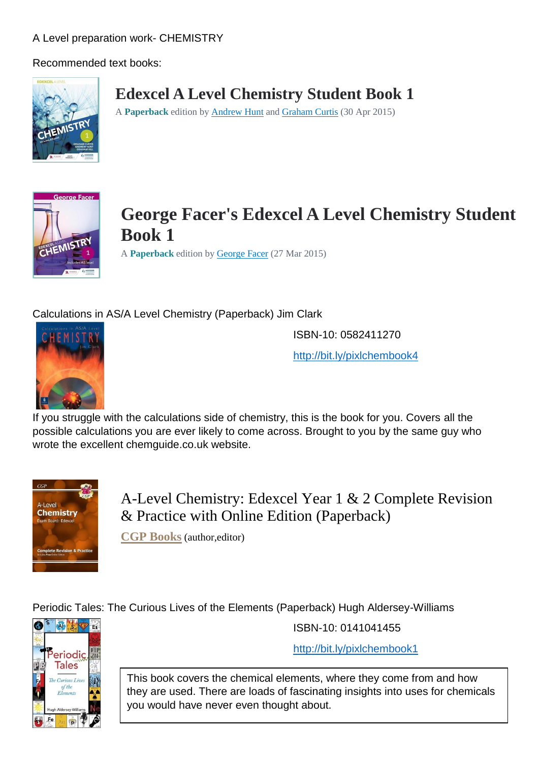A Level preparation work- CHEMISTRY

Recommended text books:

## Edexcel A Level Chemistry Student Book 1

A **Paperback** edition by Andrew Hunt and Graham Curtis (30 Apr 2015)

## George Facer's Edexcel A Level Chemistry Student Book 1

A **Paperback** edition by George Facer (27 Mar 2015)

Calculations in AS/A Level Chemistry (Paperback) Jim Clark

ISBN-10: 0582411270

http://bit.ly/pixlchembook4

If you struggle with the calculations side of chemistry, this is the book for you. Covers all the possible calculations you are ever likely to come across. Brought to you by the same guy who wrote the excellent chemguide.co.uk website.

## A-Level Chemistry: Edexcel Year 1 & 2 Complete Revision & Practice with Online Edition (Paperback)

**CGP Books** (author,editor)

Periodic Tales: The Curious Lives of the Elements (Paperback) Hugh Aldersey-Williams

ISBN-10: 0141041455

http://bit.ly/pixlchembook1

This book covers the chemical elements, where they come from and how they are used. There are loads of fascinating insights into uses for chemicals you would have never even thought about.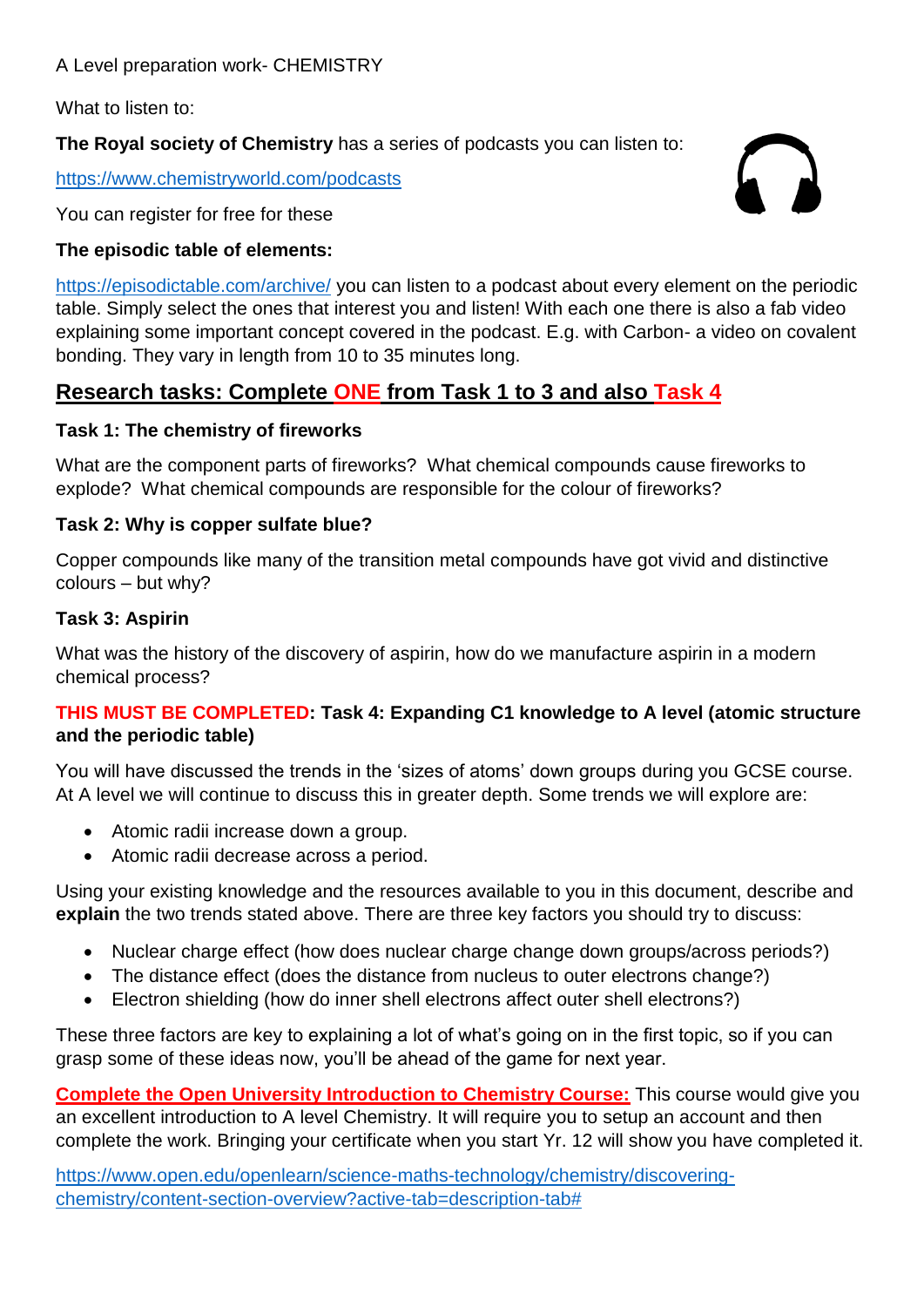A Level preparation work- CHEMISTRY

What to listen to:

**The Royal society of Chemistry** has a series of podcasts you can listen to:

https://www.chemistryworld.com/podcasts

You can register for free for these

**The episodic table of elements:**

https://episodictable.com/archive/ you can listen to a podcast about every element on the periodic table. Simply select the ones that interest you and listen! With each one there is also a fab video explaining some important concept covered in the podcast. E.g. with Carbon- a video on covalent bonding. They vary in length from 10 to 35 minutes long.

## Research tasks: Complete ONE from Task 1 to 3 and also Task 4

### Task 1: The chemistry of fireworks

What are the component parts of fireworks? What chemical compounds cause fireworks to explode? What chemical compounds are responsible for the colour of fireworks?

### Task 2: Why is copper sulfate blue?

Copper compounds like many of the transition metal compounds have got vivid and distinctive colours – but why?

### Task 3: Aspirin

What was the history of the discovery of aspirin, how do we manufacture aspirin in a modern chemical process?

### THIS MUST BE COMPLETED: Task 4: Expanding C1 knowledge to A level (atomic structure and the periodic table)

You will have discussed the trends in the 'sizes of atoms' down groups during you GCSE course. At A level we will continue to discuss this in greater depth. Some trends we will explore are:

- Atomic radii increase down a group.
- Atomic radii decrease across a period.

Using your existing knowledge and the resources available to you in this document, describe and **explain** the two trends stated above. There are three key factors you should try to discuss:

- Nuclear charge effect (how does nuclear charge change down groups/across periods?)
- The distance effect (does the distance from nucleus to outer electrons change?)
- Electron shielding (how do inner shell electrons affect outer shell electrons?)

These three factors are key to explaining a lot of what's going on in the first topic, so if you can grasp some of these ideas now, you'll be ahead of the game for next year.

**Complete the Open University Introduction to Chemistry Course:** This course would give you an excellent introduction to A level Chemistry. It will require you to setup an account and then complete the work. Bringing your certificate when you start Yr. 12 will show you have completed it.

https://www.open.edu/openlearn/science-maths-technology/chemistry/discovering-chemistry/content-section-overview?active-tab=description-tab#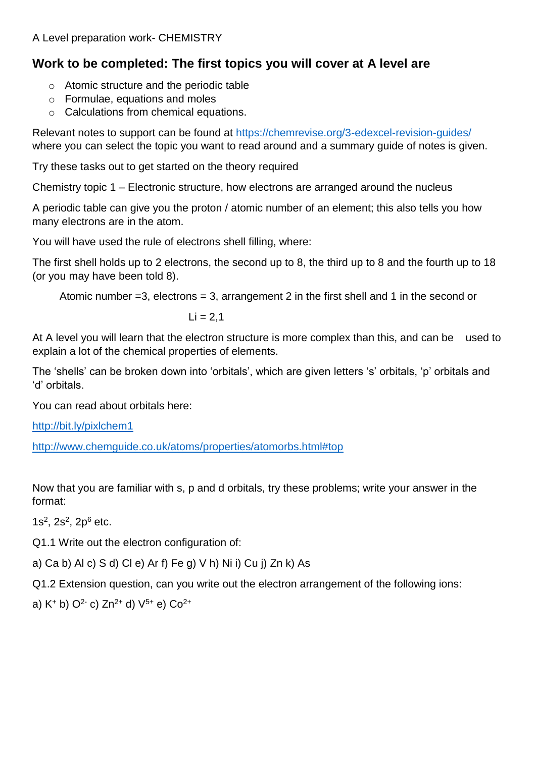A Level preparation work- CHEMISTRY

## Work to be completed: The first topics you will cover at A level are

- Atomic structure and the periodic table
- Formulae, equations and moles
- Calculations from chemical equations.

Relevant notes to support can be found at https://chemrevise.org/3-edexcel-revision-guides/ where you can select the topic you want to read around and a summary guide of notes is given.

Try these tasks out to get started on the theory required

Chemistry topic 1 – Electronic structure, how electrons are arranged around the nucleus

A periodic table can give you the proton / atomic number of an element; this also tells you how many electrons are in the atom.

You will have used the rule of electrons shell filling, where:

The first shell holds up to 2 electrons, the second up to 8, the third up to 8 and the fourth up to 18 (or you may have been told 8).

Atomic number =3, electrons = 3, arrangement 2 in the first shell and 1 in the second or

Li = 2,1

At A level you will learn that the electron structure is more complex than this, and can be used to explain a lot of the chemical properties of elements.

The 'shells' can be broken down into 'orbitals', which are given letters 's' orbitals, 'p' orbitals and 'd' orbitals.

You can read about orbitals here:

http://bit.ly/pixlchem1

http://www.chemguide.co.uk/atoms/properties/atomorbs.html#top

Now that you are familiar with s, p and d orbitals, try these problems; write your answer in the format:

$1s^2$, $2s^2$, $2p^6$ etc.

Q1.1 Write out the electron configuration of:

a) Ca b) Al c) S d) Cl e) Ar f) Fe g) V h) Ni i) Cu j) Zn k) As

Q1.2 Extension question, can you write out the electron arrangement of the following ions:

a) $K^+$ b) $O^{2-}$ c) $Zn^{2+}$ d) $V^{5+}$ e) $Co^{2+}$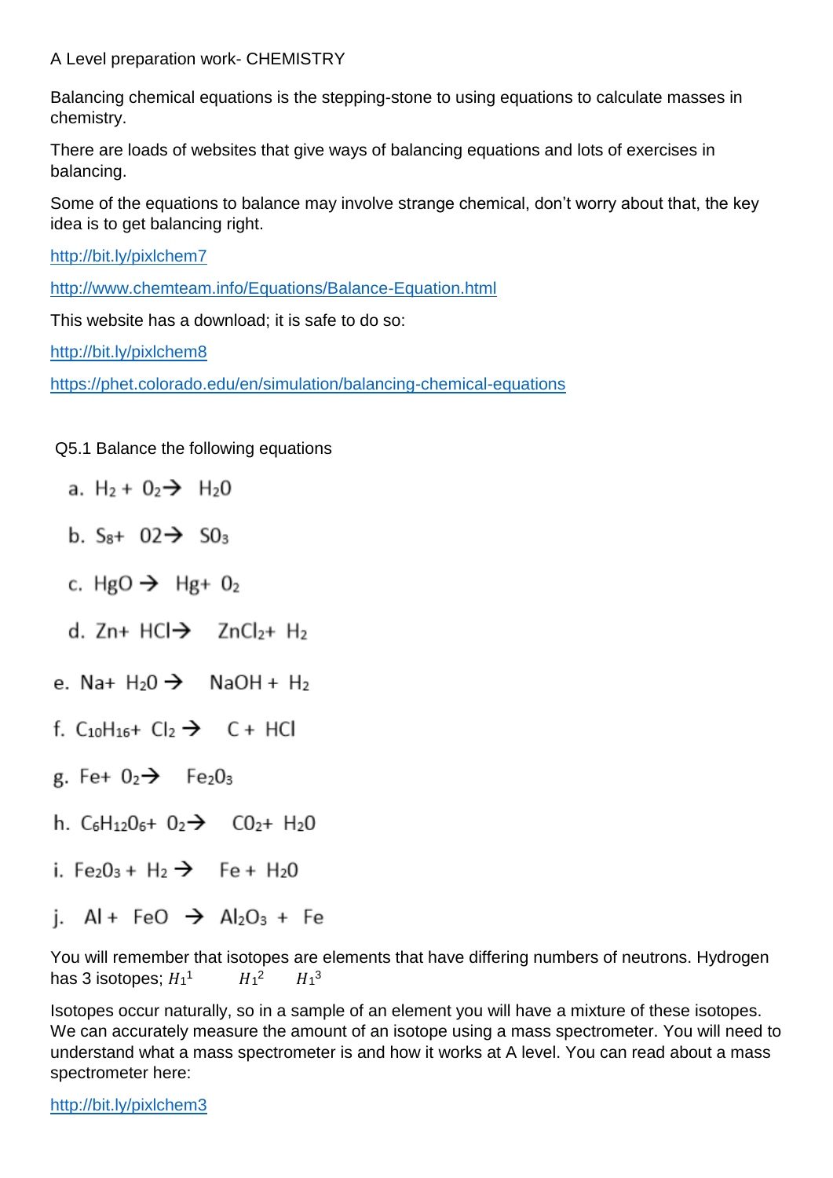A Level preparation work- CHEMISTRY

Balancing chemical equations is the stepping-stone to using equations to calculate masses in chemistry.

There are loads of websites that give ways of balancing equations and lots of exercises in balancing.

Some of the equations to balance may involve strange chemical, don't worry about that, the key idea is to get balancing right.

http://bit.ly/pixlchem7

http://www.chemteam.info/Equations/Balance-Equation.html

This website has a download; it is safe to do so:

http://bit.ly/pixlchem8

https://phet.colorado.edu/en/simulation/balancing-chemical-equations

Q5.1 Balance the following equations

a. $H_2 + O_2 \rightarrow H_2O$

b. $S_8 + O2 \rightarrow SO_3$

c. $HgO \rightarrow Hg + O_2$

d. $Zn + HCl \rightarrow ZnCl_2 + H_2$

e. $Na + H_2O \rightarrow NaOH + H_2$

f. $C_{10}H_{16} + Cl_2 \rightarrow C + HCl$

g. $Fe + O_2 \rightarrow Fe_2O_3$

h. $C_6H_{12}O_6 + O_2 \rightarrow CO_2 + H_2O$

i. $Fe_2O_3 + H_2 \rightarrow Fe + H_2O$

j. $Al + FeO \rightarrow Al_2O_3 + Fe$

You will remember that isotopes are elements that have differing numbers of neutrons. Hydrogen has 3 isotopes; $H_1^1$ $H_1^2$ $H_1^3$

Isotopes occur naturally, so in a sample of an element you will have a mixture of these isotopes. We can accurately measure the amount of an isotope using a mass spectrometer. You will need to understand what a mass spectrometer is and how it works at A level. You can read about a mass spectrometer here:

http://bit.ly/pixlchem3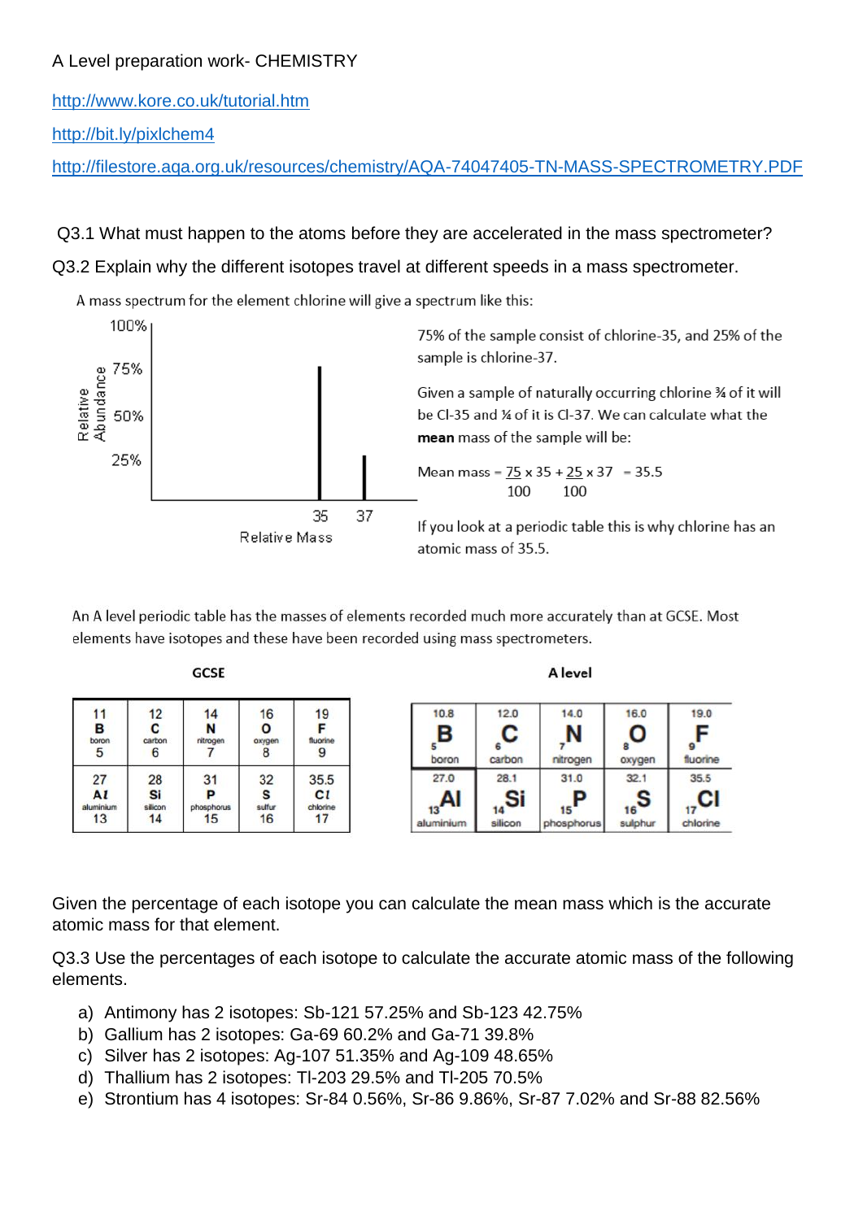A Level preparation work- CHEMISTRY

http://www.kore.co.uk/tutorial.htm

http://bit.ly/pixlchem4

http://filestore.aqa.org.uk/resources/chemistry/AQA-74047405-TN-MASS-SPECTROMETRY.PDF

Q3.1 What must happen to the atoms before they are accelerated in the mass spectrometer?

Q3.2 Explain why the different isotopes travel at different speeds in a mass spectrometer.

A mass spectrum for the element chlorine will give a spectrum like this:

75% of the sample consist of chlorine-35, and 25% of the sample is chlorine-37.

Given a sample of naturally occurring chlorine ¾ of it will be Cl-35 and ¼ of it is Cl-37. We can calculate what the **mean** mass of the sample will be:

$$\text{Mean mass} = \frac{75}{100} \times 35 + \frac{25}{100} \times 37 = 35.5$$

If you look at a periodic table this is why chlorine has an atomic mass of 35.5.

An A level periodic table has the masses of elements recorded much more accurately than at GCSE. Most elements have isotopes and these have been recorded using mass spectrometers.

**GCSE**

| 11 B boron 5 | 12 C carbon 6 | 14 N nitrogen 7 | 16 O oxygen 8 | 19 F fluorine 9 |
|---|---|---|---|---|
| 27 Al aluminium 13 | 28 Si silicon 14 | 31 P phosphorus 15 | 32 S sulfur 16 | 35.5 Cl chlorine 17 |

**A level**

| 10.8 B 5 boron | 12.0 C 6 carbon | 14.0 N 7 nitrogen | 16.0 O 8 oxygen | 19.0 F 9 fluorine |
|---|---|---|---|---|
| 27.0 Al 13 aluminium | 28.1 Si 14 silicon | 31.0 P 15 phosphorus | 32.1 S 16 sulphur | 35.5 Cl 17 chlorine |

Given the percentage of each isotope you can calculate the mean mass which is the accurate atomic mass for that element.

Q3.3 Use the percentages of each isotope to calculate the accurate atomic mass of the following elements.

a) Antimony has 2 isotopes: Sb-121 57.25% and Sb-123 42.75%
b) Gallium has 2 isotopes: Ga-69 60.2% and Ga-71 39.8%
c) Silver has 2 isotopes: Ag-107 51.35% and Ag-109 48.65%
d) Thallium has 2 isotopes: Tl-203 29.5% and Tl-205 70.5%
e) Strontium has 4 isotopes: Sr-84 0.56%, Sr-86 9.86%, Sr-87 7.02% and Sr-88 82.56%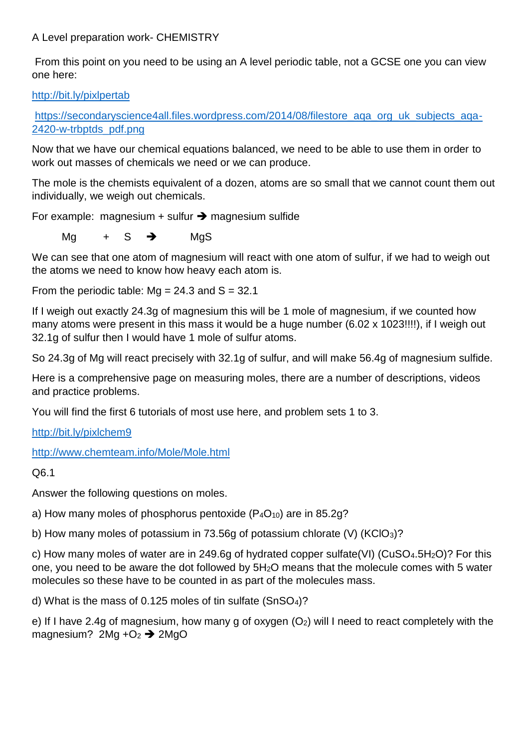A Level preparation work- CHEMISTRY

From this point on you need to be using an A level periodic table, not a GCSE one you can view one here:

http://bit.ly/pixlpertab

https://secondaryscience4all.files.wordpress.com/2014/08/filestore_aqa_org_uk_subjects_aqa-2420-w-trbptds_pdf.png

Now that we have our chemical equations balanced, we need to be able to use them in order to work out masses of chemicals we need or we can produce.

The mole is the chemists equivalent of a dozen, atoms are so small that we cannot count them out individually, we weigh out chemicals.

For example: magnesium + sulfur ➔ magnesium sulfide

Mg + S ➔ MgS

We can see that one atom of magnesium will react with one atom of sulfur, if we had to weigh out the atoms we need to know how heavy each atom is.

From the periodic table: Mg = 24.3 and S = 32.1

If I weigh out exactly 24.3g of magnesium this will be 1 mole of magnesium, if we counted how many atoms were present in this mass it would be a huge number (6.02 x 1023!!!!), if I weigh out 32.1g of sulfur then I would have 1 mole of sulfur atoms.

So 24.3g of Mg will react precisely with 32.1g of sulfur, and will make 56.4g of magnesium sulfide.

Here is a comprehensive page on measuring moles, there are a number of descriptions, videos and practice problems.

You will find the first 6 tutorials of most use here, and problem sets 1 to 3.

http://bit.ly/pixlchem9

http://www.chemteam.info/Mole/Mole.html

Q6.1

Answer the following questions on moles.

a) How many moles of phosphorus pentoxide ($P_4O_{10}$) are in 85.2g?

b) How many moles of potassium in 73.56g of potassium chlorate (V) ($KClO_3$)?

c) How many moles of water are in 249.6g of hydrated copper sulfate(VI) ($CuSO_4.5H_2O$)? For this one, you need to be aware the dot followed by $5H_2O$ means that the molecule comes with 5 water molecules so these have to be counted in as part of the molecules mass.

d) What is the mass of 0.125 moles of tin sulfate ($SnSO_4$)?

e) If I have 2.4g of magnesium, how many g of oxygen ($O_2$) will I need to react completely with the magnesium? $2Mg + O_2$ ➔ $2MgO$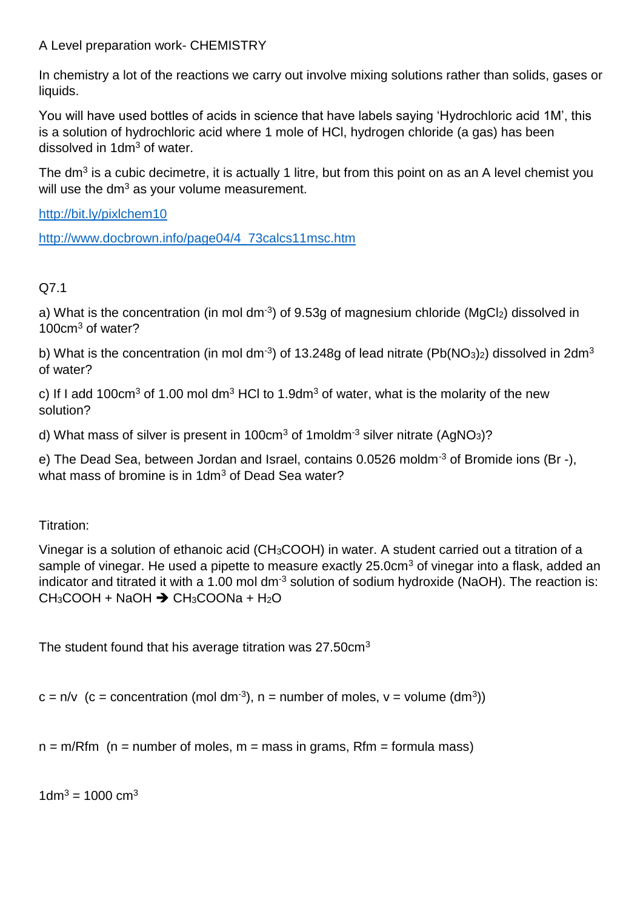A Level preparation work- CHEMISTRY

In chemistry a lot of the reactions we carry out involve mixing solutions rather than solids, gases or liquids.

You will have used bottles of acids in science that have labels saying 'Hydrochloric acid 1M', this is a solution of hydrochloric acid where 1 mole of HCl, hydrogen chloride (a gas) has been dissolved in $1dm^3$ of water.

The $dm^3$ is a cubic decimetre, it is actually 1 litre, but from this point on as an A level chemist you will use the $dm^3$ as your volume measurement.

http://bit.ly/pixlchem10

http://www.docbrown.info/page04/4_73calcs11msc.htm

Q7.1

a) What is the concentration (in mol $dm^{-3}$) of 9.53g of magnesium chloride ($MgCl_2$) dissolved in $100cm^3$ of water?

b) What is the concentration (in mol $dm^{-3}$) of 13.248g of lead nitrate ($Pb(NO_3)_2$) dissolved in $2dm^3$ of water?

c) If I add $100cm^3$ of 1.00 mol $dm^3$ HCl to $1.9dm^3$ of water, what is the molarity of the new solution?

d) What mass of silver is present in $100cm^3$ of $1moldm^{-3}$ silver nitrate ($AgNO_3$)?

e) The Dead Sea, between Jordan and Israel, contains $0.0526 moldm^{-3}$ of Bromide ions ($Br^-$), what mass of bromine is in $1dm^3$ of Dead Sea water?

Titration:

Vinegar is a solution of ethanoic acid ($CH_3COOH$) in water. A student carried out a titration of a sample of vinegar. He used a pipette to measure exactly $25.0cm^3$ of vinegar into a flask, added an indicator and titrated it with a 1.00 mol $dm^{-3}$ solution of sodium hydroxide (NaOH). The reaction is: $CH_3COOH + NaOH \rightarrow CH_3COONa + H_2O$

The student found that his average titration was $27.50cm^3$

c = n/v (c = concentration (mol $dm^{-3}$), n = number of moles, v = volume ($dm^3$))

n = m/Rfm (n = number of moles, m = mass in grams, Rfm = formula mass)

$1dm^3 = 1000 cm^3$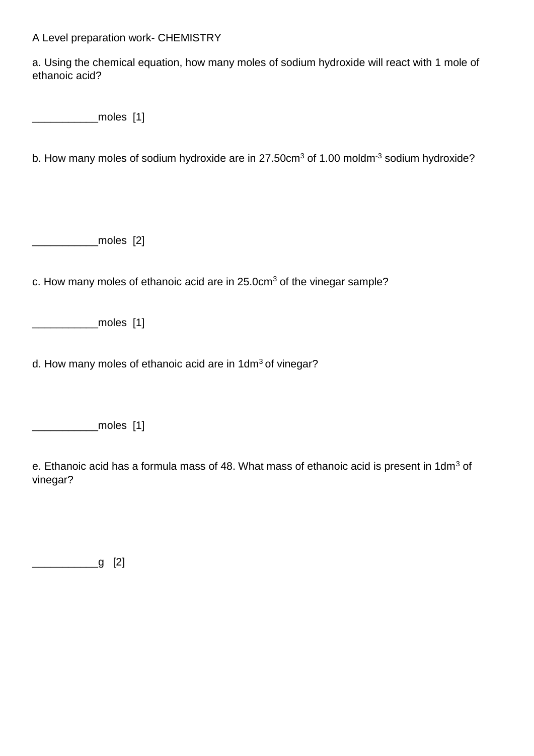A Level preparation work- CHEMISTRY

a. Using the chemical equation, how many moles of sodium hydroxide will react with 1 mole of ethanoic acid?

___________moles [1]

b. How many moles of sodium hydroxide are in 27.50cm$^3$ of 1.00 moldm$^{-3}$ sodium hydroxide?

___________moles [2]

c. How many moles of ethanoic acid are in 25.0cm$^3$ of the vinegar sample?

___________moles [1]

d. How many moles of ethanoic acid are in 1dm$^3$ of vinegar?

___________moles [1]

e. Ethanoic acid has a formula mass of 48. What mass of ethanoic acid is present in 1dm$^3$ of vinegar?

___________g [2]